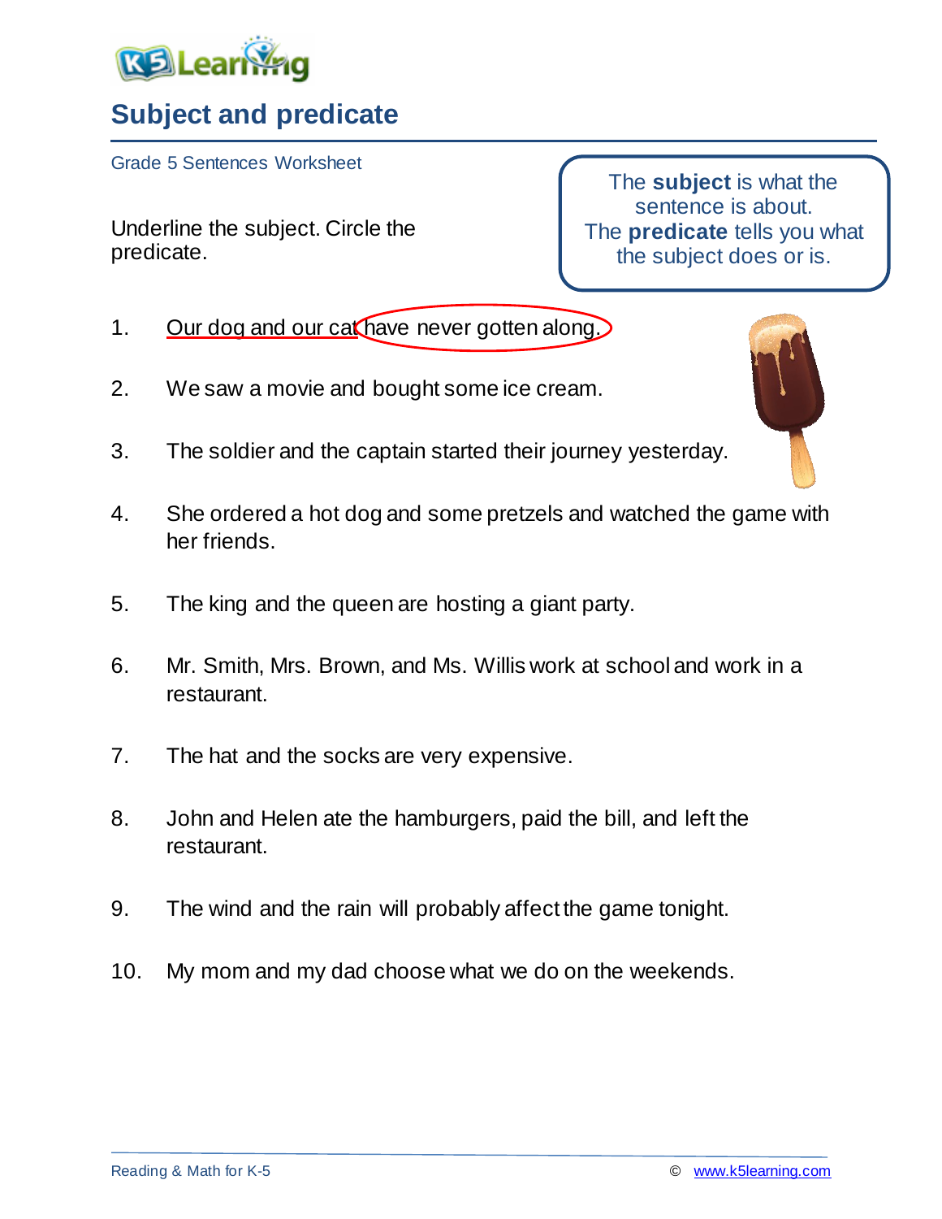# Subject and predicate

Grade 5 Sentences Worksheet

Underline the subject. Circle the predicate.

> The **subject** is what the sentence is about.
> The **predicate** tells you what the subject does or is.

1. Our dog and our cat have never gotten along.
2. We saw a movie and bought some ice cream.
3. The soldier and the captain started their journey yesterday.
4. She ordered a hot dog and some pretzels and watched the game with her friends.
5. The king and the queen are hosting a giant party.
6. Mr. Smith, Mrs. Brown, and Ms. Willis work at school and work in a restaurant.
7. The hat and the socks are very expensive.
8. John and Helen ate the hamburgers, paid the bill, and left the restaurant.
9. The wind and the rain will probably affect the game tonight.
10. My mom and my dad choose what we do on the weekends.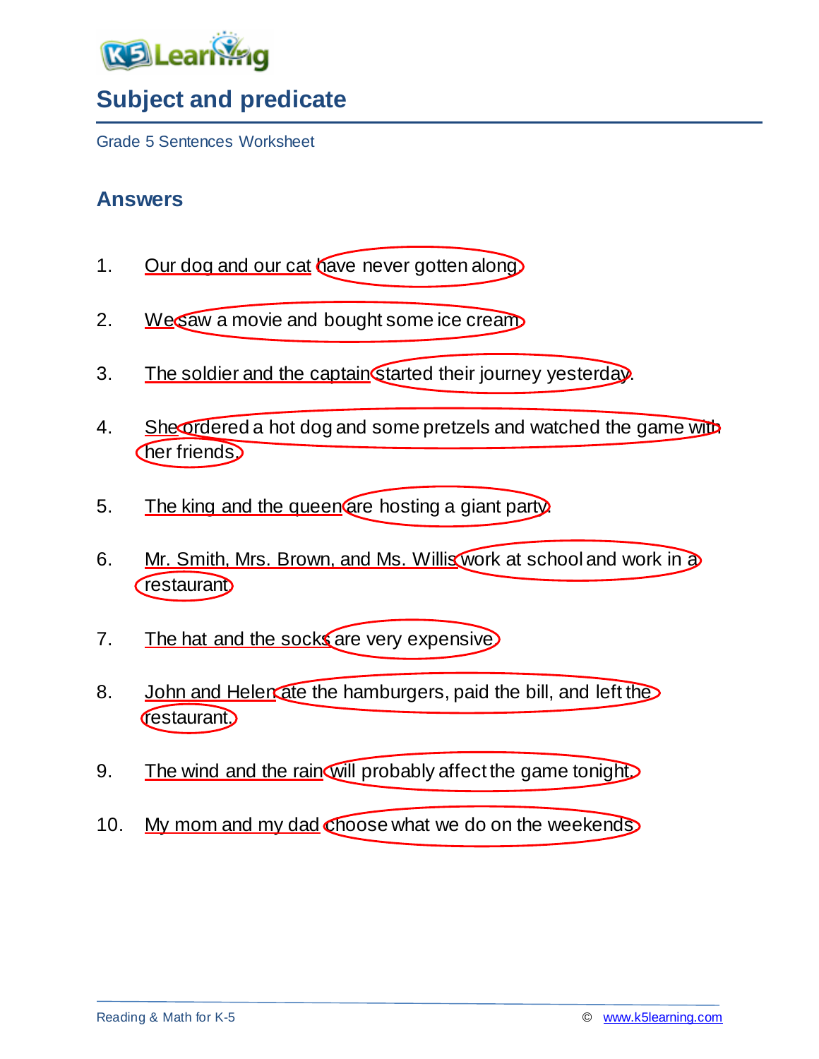# Subject and predicate

Grade 5 Sentences Worksheet

## Answers

1. Our dog and our cat have never gotten along.
2. We saw a movie and bought some ice cream.
3. The soldier and the captain started their journey yesterday.
4. She ordered a hot dog and some pretzels and watched the game with her friends.
5. The king and the queen are hosting a giant party.
6. Mr. Smith, Mrs. Brown, and Ms. Willis work at school and work in a restaurant.
7. The hat and the socks are very expensive.
8. John and Helen ate the hamburgers, paid the bill, and left the restaurant.
9. The wind and the rain will probably affect the game tonight.
10. My mom and my dad choose what we do on the weekends.